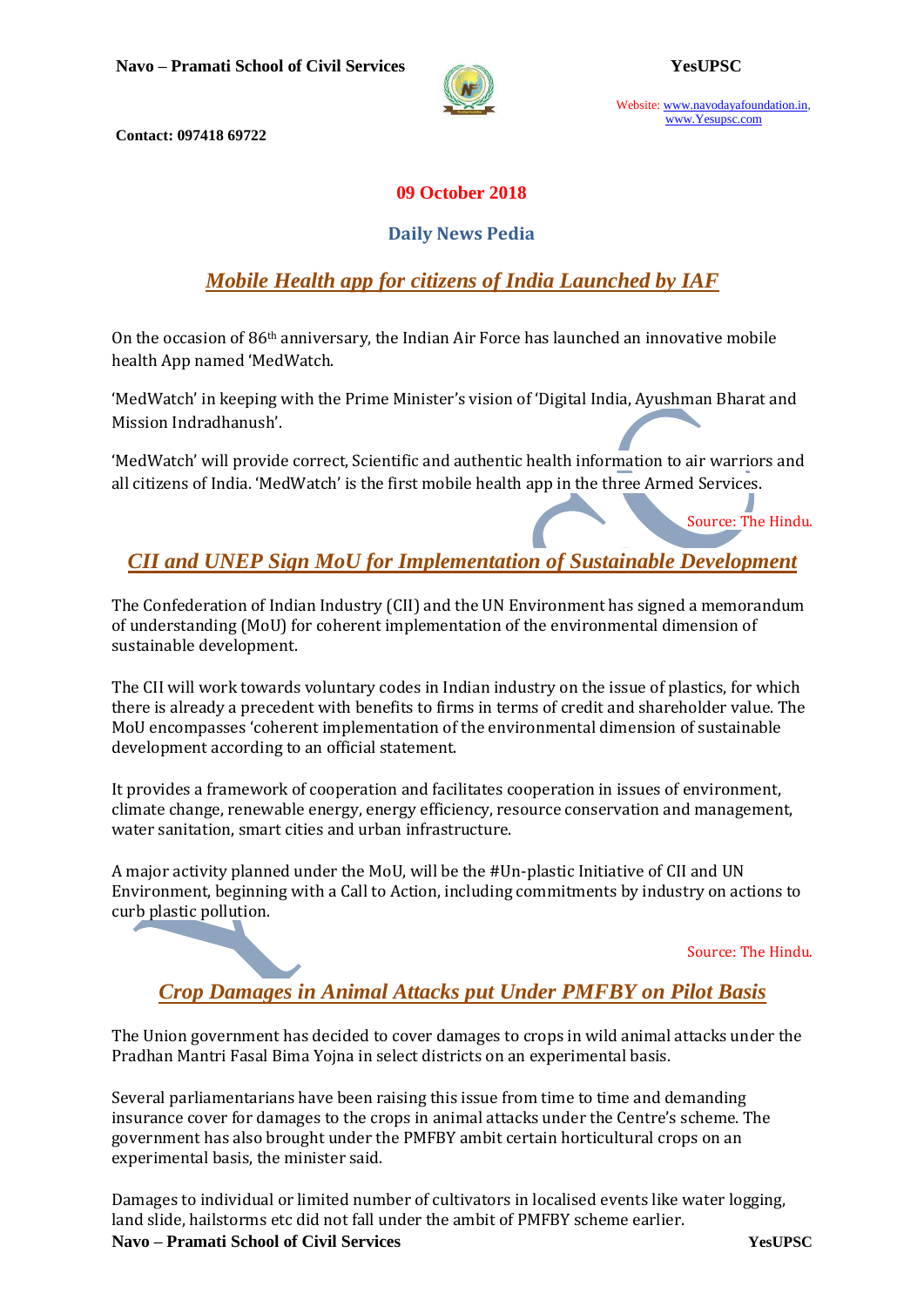**09 October 2018**

## Daily News Pedia

## *Mobile Health app for citizens of India Launched by IAF*

On the occasion of 86th anniversary, the Indian Air Force has launched an innovative mobile health App named 'MedWatch.

'MedWatch' in keeping with the Prime Minister's vision of 'Digital India, Ayushman Bharat and Mission Indradhanush'.

'MedWatch' will provide correct, Scientific and authentic health information to air warriors and all citizens of India. 'MedWatch' is the first mobile health app in the three Armed Services.

Source: The Hindu.

## *CII and UNEP Sign MoU for Implementation of Sustainable Development*

The Confederation of Indian Industry (CII) and the UN Environment has signed a memorandum of understanding (MoU) for coherent implementation of the environmental dimension of sustainable development.

The CII will work towards voluntary codes in Indian industry on the issue of plastics, for which there is already a precedent with benefits to firms in terms of credit and shareholder value. The MoU encompasses 'coherent implementation of the environmental dimension of sustainable development according to an official statement.

It provides a framework of cooperation and facilitates cooperation in issues of environment, climate change, renewable energy, energy efficiency, resource conservation and management, water sanitation, smart cities and urban infrastructure.

A major activity planned under the MoU, will be the #Un-plastic Initiative of CII and UN Environment, beginning with a Call to Action, including commitments by industry on actions to curb plastic pollution.

Source: The Hindu.

## *Crop Damages in Animal Attacks put Under PMFBY on Pilot Basis*

The Union government has decided to cover damages to crops in wild animal attacks under the Pradhan Mantri Fasal Bima Yojna in select districts on an experimental basis.

Several parliamentarians have been raising this issue from time to time and demanding insurance cover for damages to the crops in animal attacks under the Centre's scheme. The government has also brought under the PMFBY ambit certain horticultural crops on an experimental basis, the minister said.

Damages to individual or limited number of cultivators in localised events like water logging, land slide, hailstorms etc did not fall under the ambit of PMFBY scheme earlier.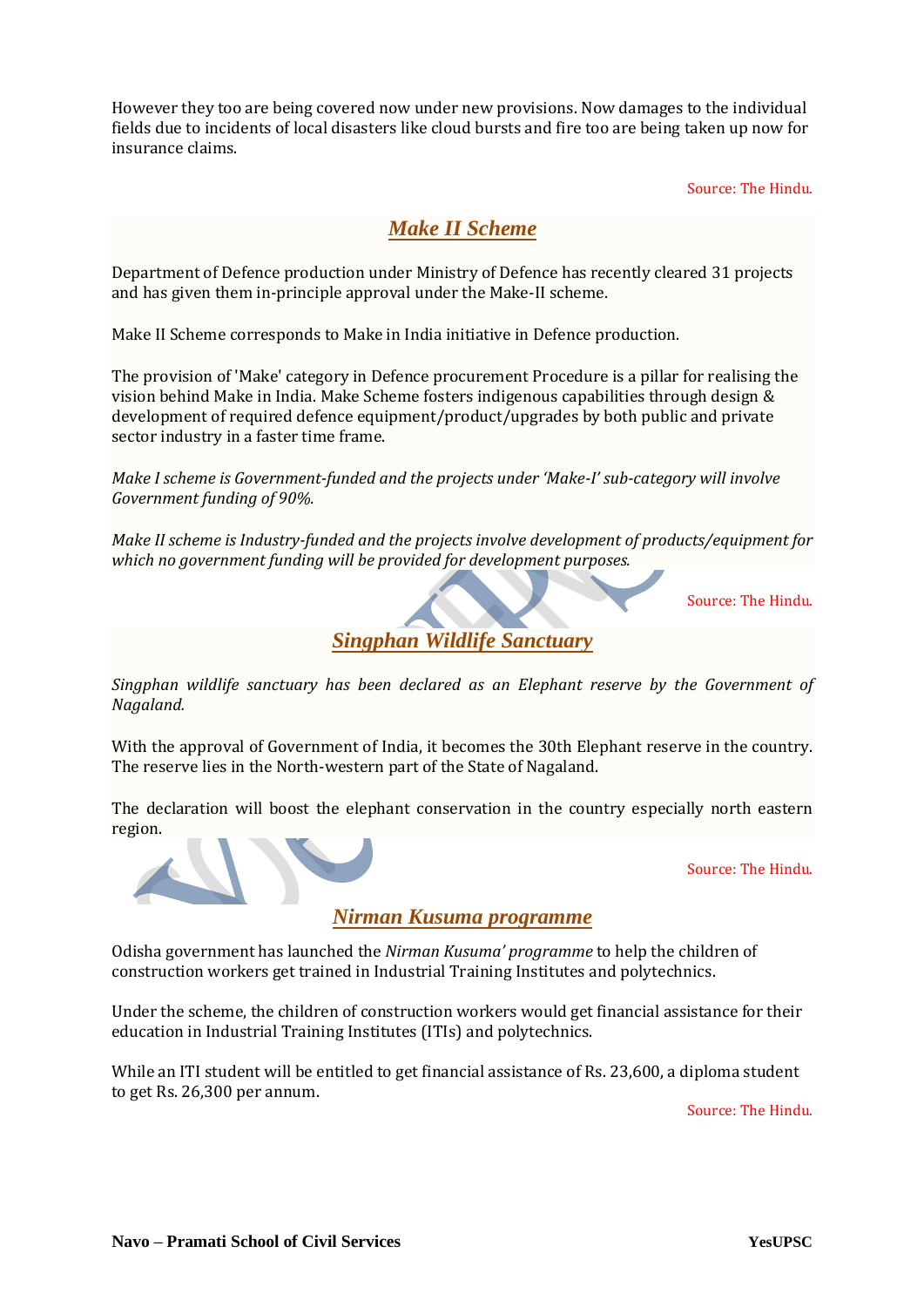However they too are being covered now under new provisions. Now damages to the individual fields due to incidents of local disasters like cloud bursts and fire too are being taken up now for insurance claims.

Source: The Hindu.

## *Make II Scheme*

Department of Defence production under Ministry of Defence has recently cleared 31 projects and has given them in-principle approval under the Make-II scheme.

Make II Scheme corresponds to Make in India initiative in Defence production.

The provision of 'Make' category in Defence procurement Procedure is a pillar for realising the vision behind Make in India. Make Scheme fosters indigenous capabilities through design & development of required defence equipment/product/upgrades by both public and private sector industry in a faster time frame.

*Make I scheme is Government-funded and the projects under 'Make-I' sub-category will involve Government funding of 90%.*

*Make II scheme is Industry-funded and the projects involve development of products/equipment for which no government funding will be provided for development purposes.*

Source: The Hindu.

## *Singphan Wildlife Sanctuary*

*Singphan wildlife sanctuary has been declared as an Elephant reserve by the Government of Nagaland.*

With the approval of Government of India, it becomes the 30th Elephant reserve in the country. The reserve lies in the North-western part of the State of Nagaland.

The declaration will boost the elephant conservation in the country especially north eastern region.

Source: The Hindu.

## *Nirman Kusuma programme*

Odisha government has launched the *Nirman Kusuma' programme* to help the children of construction workers get trained in Industrial Training Institutes and polytechnics.

Under the scheme, the children of construction workers would get financial assistance for their education in Industrial Training Institutes (ITIs) and polytechnics.

While an ITI student will be entitled to get financial assistance of Rs. 23,600, a diploma student to get Rs. 26,300 per annum.

Source: The Hindu.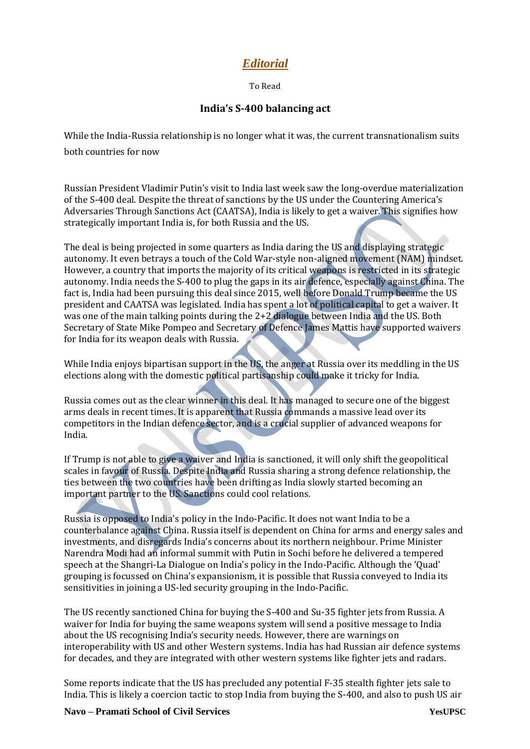## *Editorial*

To Read

### India's S-400 balancing act

While the India-Russia relationship is no longer what it was, the current transnationalism suits both countries for now

Russian President Vladimir Putin's visit to India last week saw the long-overdue materialization of the S-400 deal. Despite the threat of sanctions by the US under the Countering America's Adversaries Through Sanctions Act (CAATSA), India is likely to get a waiver. This signifies how strategically important India is, for both Russia and the US.

The deal is being projected in some quarters as India daring the US and displaying strategic autonomy. It even betrays a touch of the Cold War-style non-aligned movement (NAM) mindset. However, a country that imports the majority of its critical weapons is restricted in its strategic autonomy. India needs the S-400 to plug the gaps in its air defence, especially against China. The fact is, India had been pursuing this deal since 2015, well before Donald Trump became the US president and CAATSA was legislated. India has spent a lot of political capital to get a waiver. It was one of the main talking points during the 2+2 dialogue between India and the US. Both Secretary of State Mike Pompeo and Secretary of Defence James Mattis have supported waivers for India for its weapon deals with Russia.

While India enjoys bipartisan support in the US, the anger at Russia over its meddling in the US elections along with the domestic political partisanship could make it tricky for India.

Russia comes out as the clear winner in this deal. It has managed to secure one of the biggest arms deals in recent times. It is apparent that Russia commands a massive lead over its competitors in the Indian defence sector, and is a crucial supplier of advanced weapons for India.

If Trump is not able to give a waiver and India is sanctioned, it will only shift the geopolitical scales in favour of Russia. Despite India and Russia sharing a strong defence relationship, the ties between the two countries have been drifting as India slowly started becoming an important partner to the US. Sanctions could cool relations.

Russia is opposed to India's policy in the Indo-Pacific. It does not want India to be a counterbalance against China. Russia itself is dependent on China for arms and energy sales and investments, and disregards India's concerns about its northern neighbour. Prime Minister Narendra Modi had an informal summit with Putin in Sochi before he delivered a tempered speech at the Shangri-La Dialogue on India's policy in the Indo-Pacific. Although the 'Quad' grouping is focussed on China's expansionism, it is possible that Russia conveyed to India its sensitivities in joining a US-led security grouping in the Indo-Pacific.

The US recently sanctioned China for buying the S-400 and Su-35 fighter jets from Russia. A waiver for India for buying the same weapons system will send a positive message to India about the US recognising India's security needs. However, there are warnings on interoperability with US and other Western systems. India has had Russian air defence systems for decades, and they are integrated with other western systems like fighter jets and radars.

Some reports indicate that the US has precluded any potential F-35 stealth fighter jets sale to India. This is likely a coercion tactic to stop India from buying the S-400, and also to push US air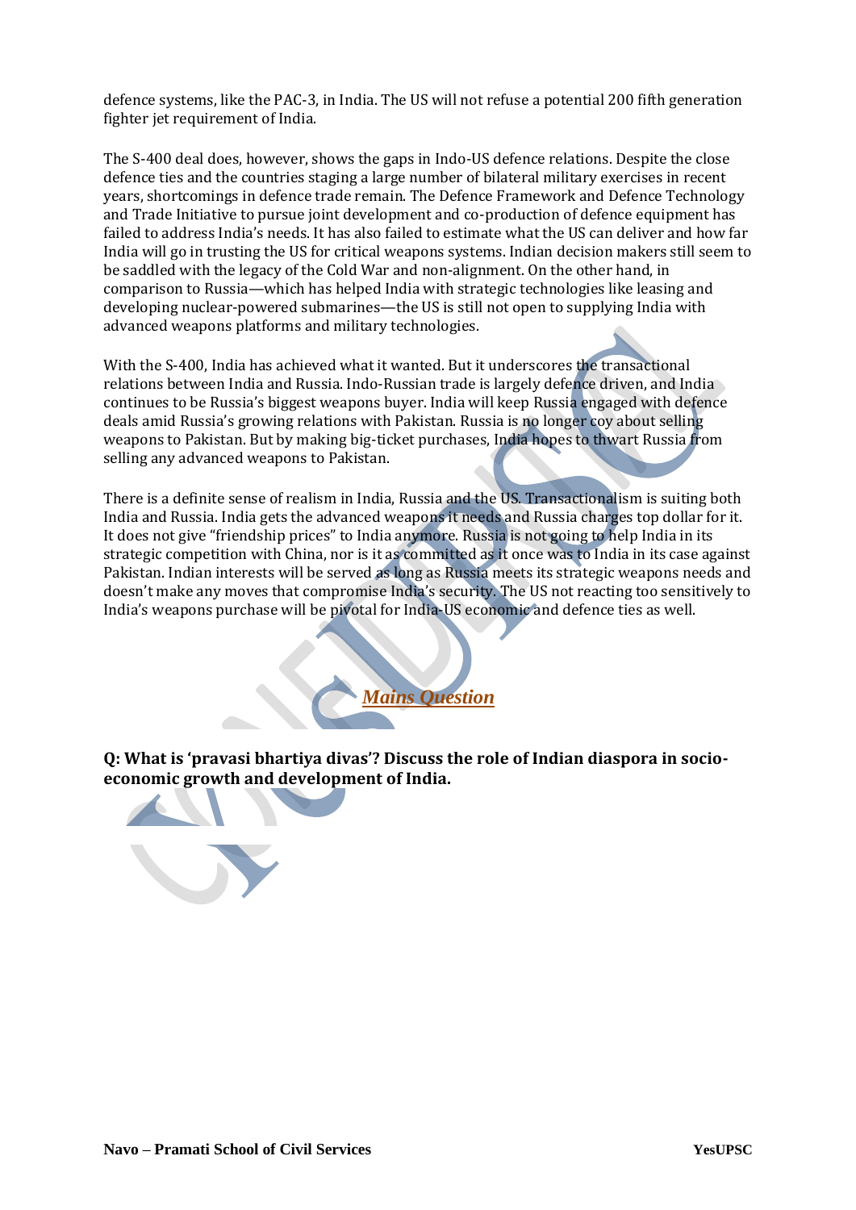defence systems, like the PAC-3, in India. The US will not refuse a potential 200 fifth generation fighter jet requirement of India.

The S-400 deal does, however, shows the gaps in Indo-US defence relations. Despite the close defence ties and the countries staging a large number of bilateral military exercises in recent years, shortcomings in defence trade remain. The Defence Framework and Defence Technology and Trade Initiative to pursue joint development and co-production of defence equipment has failed to address India's needs. It has also failed to estimate what the US can deliver and how far India will go in trusting the US for critical weapons systems. Indian decision makers still seem to be saddled with the legacy of the Cold War and non-alignment. On the other hand, in comparison to Russia—which has helped India with strategic technologies like leasing and developing nuclear-powered submarines—the US is still not open to supplying India with advanced weapons platforms and military technologies.

With the S-400, India has achieved what it wanted. But it underscores the transactional relations between India and Russia. Indo-Russian trade is largely defence driven, and India continues to be Russia's biggest weapons buyer. India will keep Russia engaged with defence deals amid Russia's growing relations with Pakistan. Russia is no longer coy about selling weapons to Pakistan. But by making big-ticket purchases, India hopes to thwart Russia from selling any advanced weapons to Pakistan.

There is a definite sense of realism in India, Russia and the US. Transactionalism is suiting both India and Russia. India gets the advanced weapons it needs and Russia charges top dollar for it. It does not give "friendship prices" to India anymore. Russia is not going to help India in its strategic competition with China, nor is it as committed as it once was to India in its case against Pakistan. Indian interests will be served as long as Russia meets its strategic weapons needs and doesn't make any moves that compromise India's security. The US not reacting too sensitively to India's weapons purchase will be pivotal for India-US economic and defence ties as well.

## *Mains Question*

**Q: What is 'pravasi bhartiya divas'? Discuss the role of Indian diaspora in socio-economic growth and development of India.**